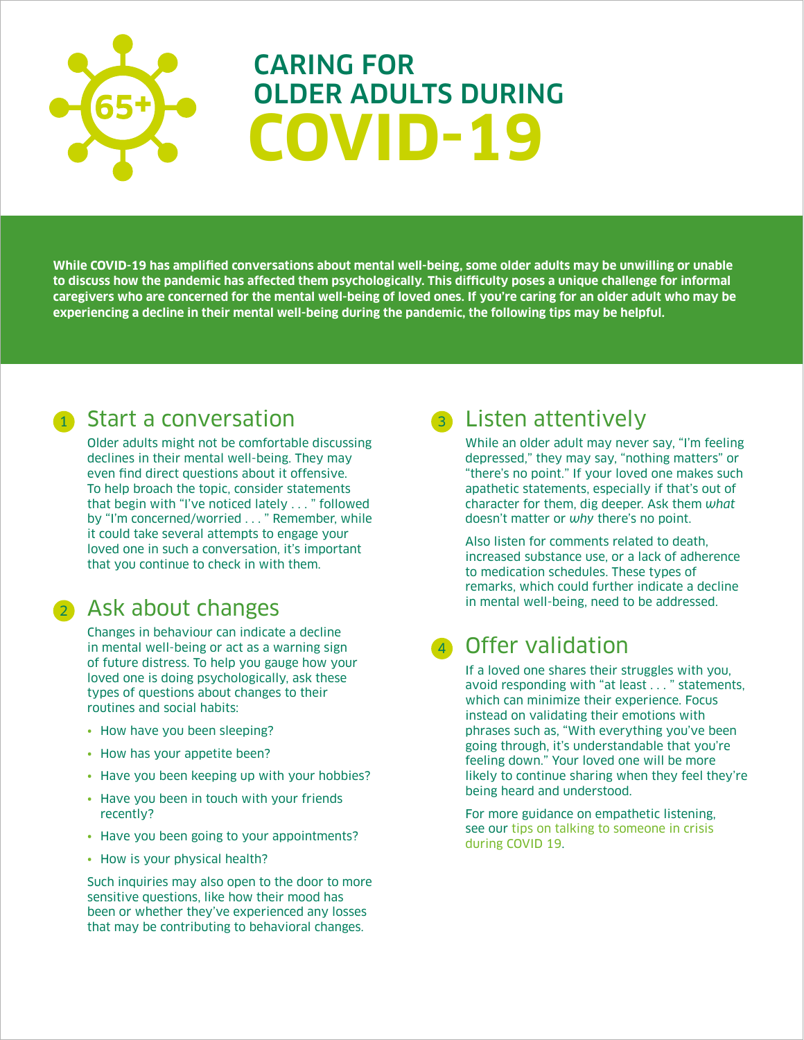# CARING FOR OLDER ADULTS DURING COVID-19

**While COVID-19 has amplified conversations about mental well-being, some older adults may be unwilling or unable to discuss how the pandemic has affected them psychologically. This difficulty poses a unique challenge for informal caregivers who are concerned for the mental well-being of loved ones. If you're caring for an older adult who may be experiencing a decline in their mental well-being during the pandemic, the following tips may be helpful.**

## 1 Start a conversation

Older adults might not be comfortable discussing declines in their mental well-being. They may even find direct questions about it offensive. To help broach the topic, consider statements that begin with "I've noticed lately . . . " followed by "I'm concerned/worried . . . " Remember, while it could take several attempts to engage your loved one in such a conversation, it's important that you continue to check in with them.

## 2 Ask about changes

Changes in behaviour can indicate a decline in mental well-being or act as a warning sign of future distress. To help you gauge how your loved one is doing psychologically, ask these types of questions about changes to their routines and social habits:

- How have you been sleeping?
- How has your appetite been?
- Have you been keeping up with your hobbies?
- Have you been in touch with your friends recently?
- Have you been going to your appointments?
- How is your physical health?

Such inquiries may also open to the door to more sensitive questions, like how their mood has been or whether they've experienced any losses that may be contributing to behavioral changes.

## 3 Listen attentively

While an older adult may never say, "I'm feeling depressed," they may say, "nothing matters" or "there's no point." If your loved one makes such apathetic statements, especially if that's out of character for them, dig deeper. Ask them *what* doesn't matter or *why* there's no point.

Also listen for comments related to death, increased substance use, or a lack of adherence to medication schedules. These types of remarks, which could further indicate a decline in mental well-being, need to be addressed.

## 4 Offer validation

If a loved one shares their struggles with you, avoid responding with "at least . . . " statements, which can minimize their experience. Focus instead on validating their emotions with phrases such as, "With everything you've been going through, it's understandable that you're feeling down." Your loved one will be more likely to continue sharing when they feel they're being heard and understood.

For more guidance on empathetic listening, see our tips on talking to someone in crisis during COVID 19.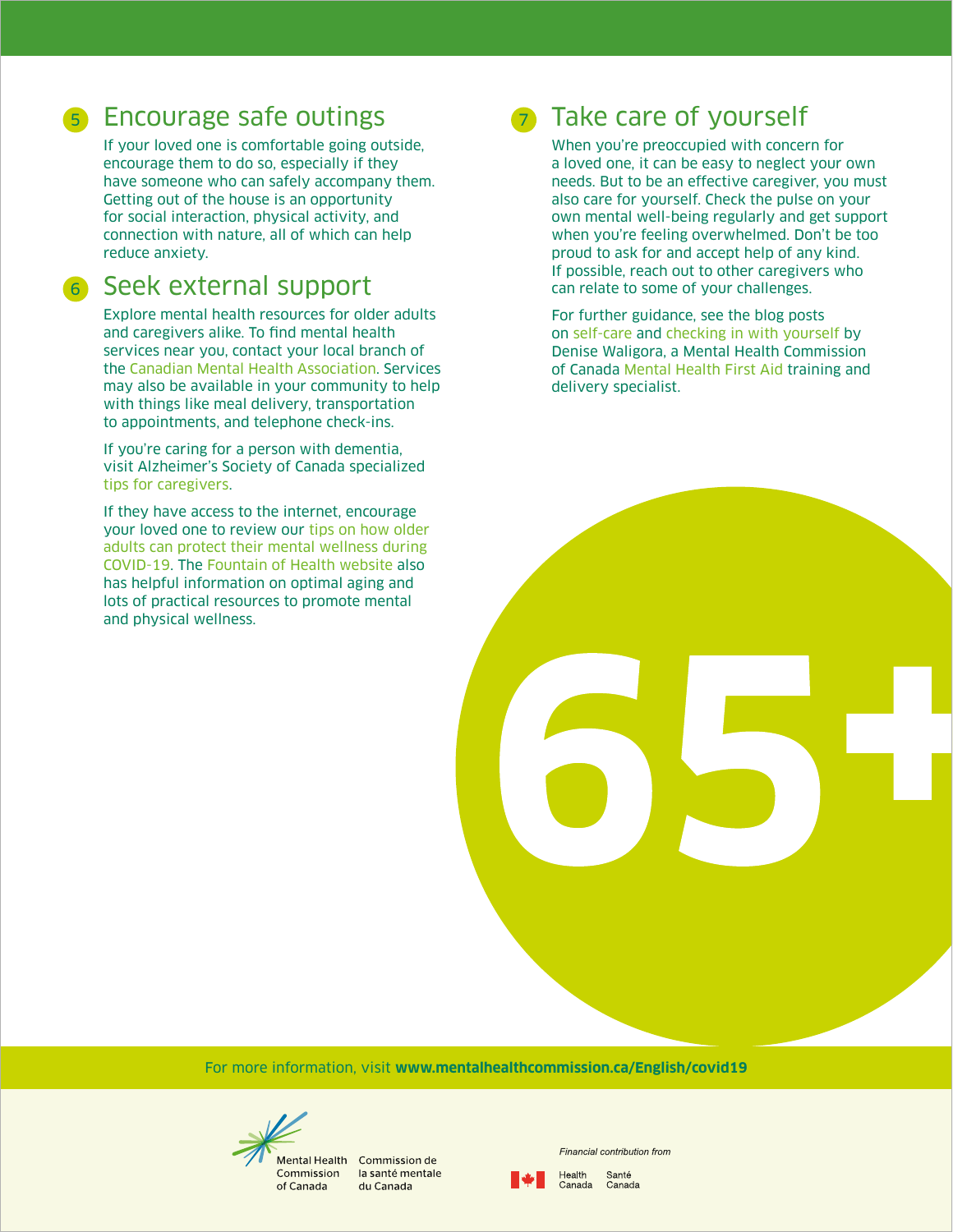## 5 Encourage safe outings

If your loved one is comfortable going outside, encourage them to do so, especially if they have someone who can safely accompany them. Getting out of the house is an opportunity for social interaction, physical activity, and connection with nature, all of which can help reduce anxiety.

## 6 Seek external support

Explore mental health resources for older adults and caregivers alike. To find mental health services near you, contact your local branch of the Canadian Mental Health Association. Services may also be available in your community to help with things like meal delivery, transportation to appointments, and telephone check-ins.

If you're caring for a person with dementia, visit Alzheimer's Society of Canada specialized tips for caregivers.

If they have access to the internet, encourage your loved one to review our tips on how older adults can protect their mental wellness during COVID-19. The Fountain of Health website also has helpful information on optimal aging and lots of practical resources to promote mental and physical wellness.

## 7 Take care of yourself

When you're preoccupied with concern for a loved one, it can be easy to neglect your own needs. But to be an effective caregiver, you must also care for yourself. Check the pulse on your own mental well-being regularly and get support when you're feeling overwhelmed. Don't be too proud to ask for and accept help of any kind. If possible, reach out to other caregivers who can relate to some of your challenges.

For further guidance, see the blog posts on self-care and checking in with yourself by Denise Waligora, a Mental Health Commission of Canada Mental Health First Aid training and delivery specialist.

65+

For more information, visit **www.mentalhealthcommission.ca/English/covid19**

Mental Health Commission of Canada | Commission de la santé mentale du Canada

Financial contribution from

Health Canada | Santé Canada